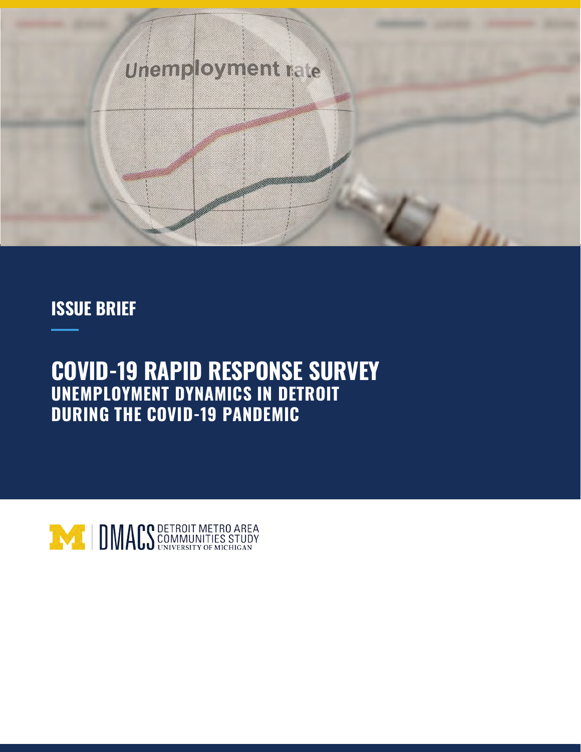ISSUE BRIEF

# COVID-19 RAPID RESPONSE SURVEY

## UNEMPLOYMENT DYNAMICS IN DETROIT DURING THE COVID-19 PANDEMIC

DMACS DETROIT METRO AREA COMMUNITIES STUDY UNIVERSITY OF MICHIGAN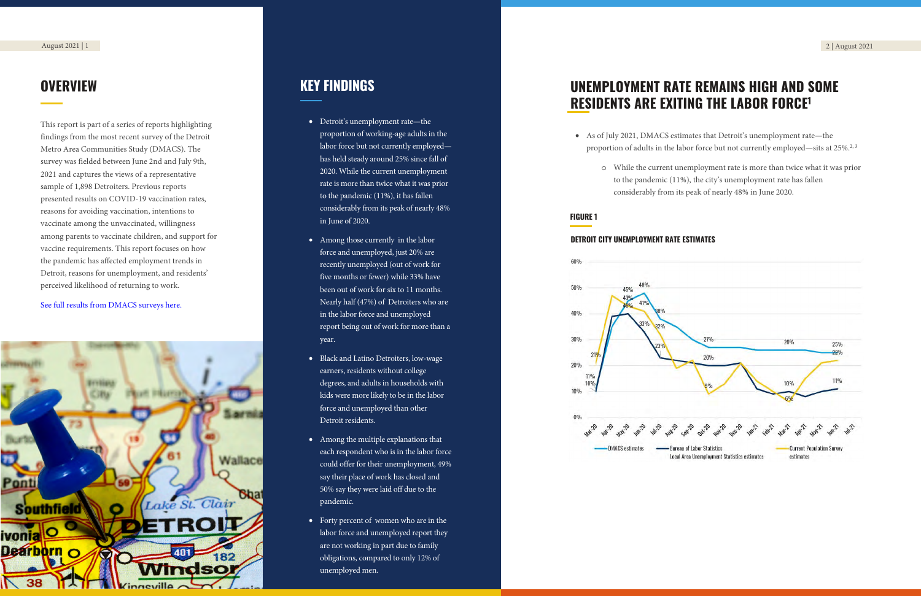## OVERVIEW

This report is part of a series of reports highlighting findings from the most recent survey of the Detroit Metro Area Communities Study (DMACS). The survey was fielded between June 2nd and July 9th, 2021 and captures the views of a representative sample of 1,898 Detroiters. Previous reports presented results on COVID-19 vaccination rates, reasons for avoiding vaccination, intentions to vaccinate among the unvaccinated, willingness among parents to vaccinate children, and support for vaccine requirements. This report focuses on how the pandemic has affected employment trends in Detroit, reasons for unemployment, and residents' perceived likelihood of returning to work.

See full results from DMACS surveys here.

## KEY FINDINGS

- Detroit's unemployment rate—the proportion of working-age adults in the labor force but not currently employed—has held steady around 25% since fall of 2020. While the current unemployment rate is more than twice what it was prior to the pandemic (11%), it has fallen considerably from its peak of nearly 48% in June of 2020.
- Among those currently in the labor force and unemployed, just 20% are recently unemployed (out of work for five months or fewer) while 33% have been out of work for six to 11 months. Nearly half (47%) of Detroiters who are in the labor force and unemployed report being out of work for more than a year.
- Black and Latino Detroiters, low-wage earners, residents without college degrees, and adults in households with kids were more likely to be in the labor force and unemployed than other Detroit residents.
- Among the multiple explanations that each respondent who is in the labor force and unemployed could offer for their unemployment, 49% say their place of work has closed and 50% say they were laid off due to the pandemic.
- Forty percent of women who are in the labor force and unemployed report they are not working in part due to family obligations, compared to only 12% of unemployed men.

## UNEMPLOYMENT RATE REMAINS HIGH AND SOME RESIDENTS ARE EXITING THE LABOR FORCE[1]

- As of July 2021, DMACS estimates that Detroit's unemployment rate—the proportion of adults in the labor force but not currently employed—sits at 25%.[2, 3]
  - While the current unemployment rate is more than twice what it was prior to the pandemic (11%), the city's unemployment rate has fallen considerably from its peak of nearly 48% in June 2020.

**FIGURE 1**

**DETROIT CITY UNEMPLOYMENT RATE ESTIMATES**

Legend: DMACS estimates; Bureau of Labor Statistics Local Area Unemployment Statistics estimates; Current Population Survey estimates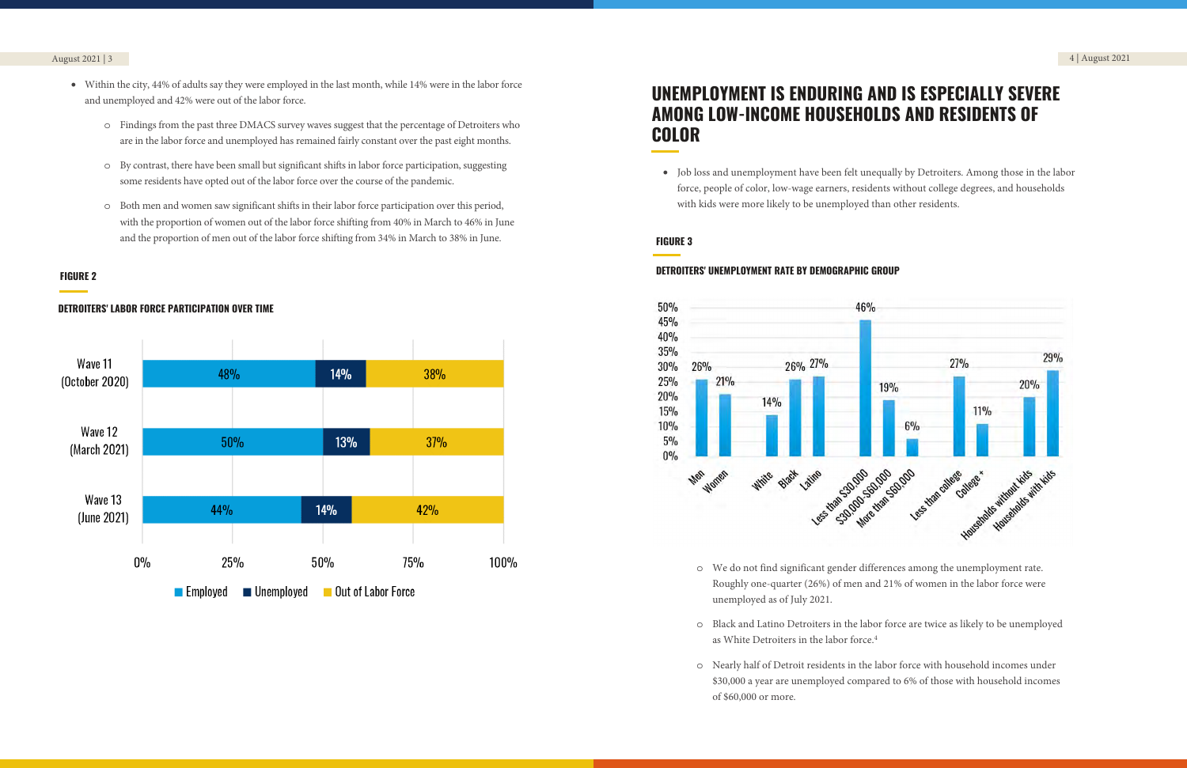- Within the city, 44% of adults say they were employed in the last month, while 14% were in the labor force and unemployed and 42% were out of the labor force.
  - Findings from the past three DMACS survey waves suggest that the percentage of Detroiters who are in the labor force and unemployed has remained fairly constant over the past eight months.
  - By contrast, there have been small but significant shifts in labor force participation, suggesting some residents have opted out of the labor force over the course of the pandemic.
  - Both men and women saw significant shifts in their labor force participation over this period, with the proportion of women out of the labor force shifting from 40% in March to 46% in June and the proportion of men out of the labor force shifting from 34% in March to 38% in June.

**FIGURE 2**

**DETROITERS' LABOR FORCE PARTICIPATION OVER TIME**

| | Employed | Unemployed | Out of Labor Force |
|---|---|---|---|
| Wave 11 (October 2020) | 48% | 14% | 38% |
| Wave 12 (March 2021) | 50% | 13% | 37% |
| Wave 13 (June 2021) | 44% | 14% | 42% |

## UNEMPLOYMENT IS ENDURING AND IS ESPECIALLY SEVERE AMONG LOW-INCOME HOUSEHOLDS AND RESIDENTS OF COLOR

- Job loss and unemployment have been felt unequally by Detroiters. Among those in the labor force, people of color, low-wage earners, residents without college degrees, and households with kids were more likely to be unemployed than other residents.

**FIGURE 3**

**DETROITERS' UNEMPLOYMENT RATE BY DEMOGRAPHIC GROUP**

| Group | Unemployment rate |
|---|---|
| Men | 26% |
| Women | 21% |
| White | 14% |
| Black | 26% |
| Latino | 27% |
| Less than $30,000 | 46% |
| $30,000-$60,000 | 19% |
| More than $60,000 | 6% |
| Less than college | 27% |
| College + | 11% |
| Households without kids | 20% |
| Households with kids | 29% |

  - We do not find significant gender differences among the unemployment rate. Roughly one-quarter (26%) of men and 21% of women in the labor force were unemployed as of July 2021.
  - Black and Latino Detroiters in the labor force are twice as likely to be unemployed as White Detroiters in the labor force.[4]
  - Nearly half of Detroit residents in the labor force with household incomes under $30,000 a year are unemployed compared to 6% of those with household incomes of $60,000 or more.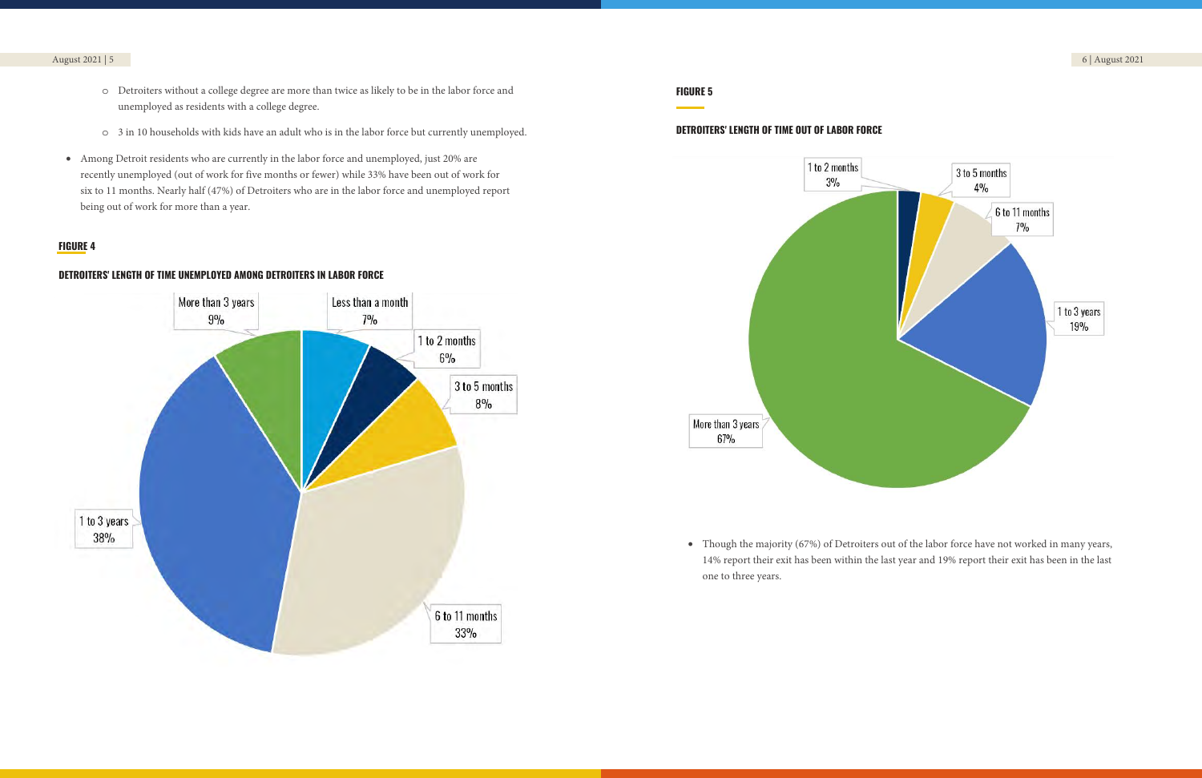- Detroiters without a college degree are more than twice as likely to be in the labor force and unemployed as residents with a college degree.
- 3 in 10 households with kids have an adult who is in the labor force but currently unemployed.

- Among Detroit residents who are currently in the labor force and unemployed, just 20% are recently unemployed (out of work for five months or fewer) while 33% have been out of work for six to 11 months. Nearly half (47%) of Detroiters who are in the labor force and unemployed report being out of work for more than a year.

**FIGURE 4**

**DETROITERS' LENGTH OF TIME UNEMPLOYED AMONG DETROITERS IN LABOR FORCE**

| Length of time | Percent |
| --- | --- |
| Less than a month | 7% |
| 1 to 2 months | 6% |
| 3 to 5 months | 8% |
| 6 to 11 months | 33% |
| 1 to 3 years | 38% |
| More than 3 years | 9% |

**FIGURE 5**

**DETROITERS' LENGTH OF TIME OUT OF LABOR FORCE**

| Length of time | Percent |
| --- | --- |
| 1 to 2 months | 3% |
| 3 to 5 months | 4% |
| 6 to 11 months | 7% |
| 1 to 3 years | 19% |
| More than 3 years | 67% |

- Though the majority (67%) of Detroiters out of the labor force have not worked in many years, 14% report their exit has been within the last year and 19% report their exit has been in the last one to three years.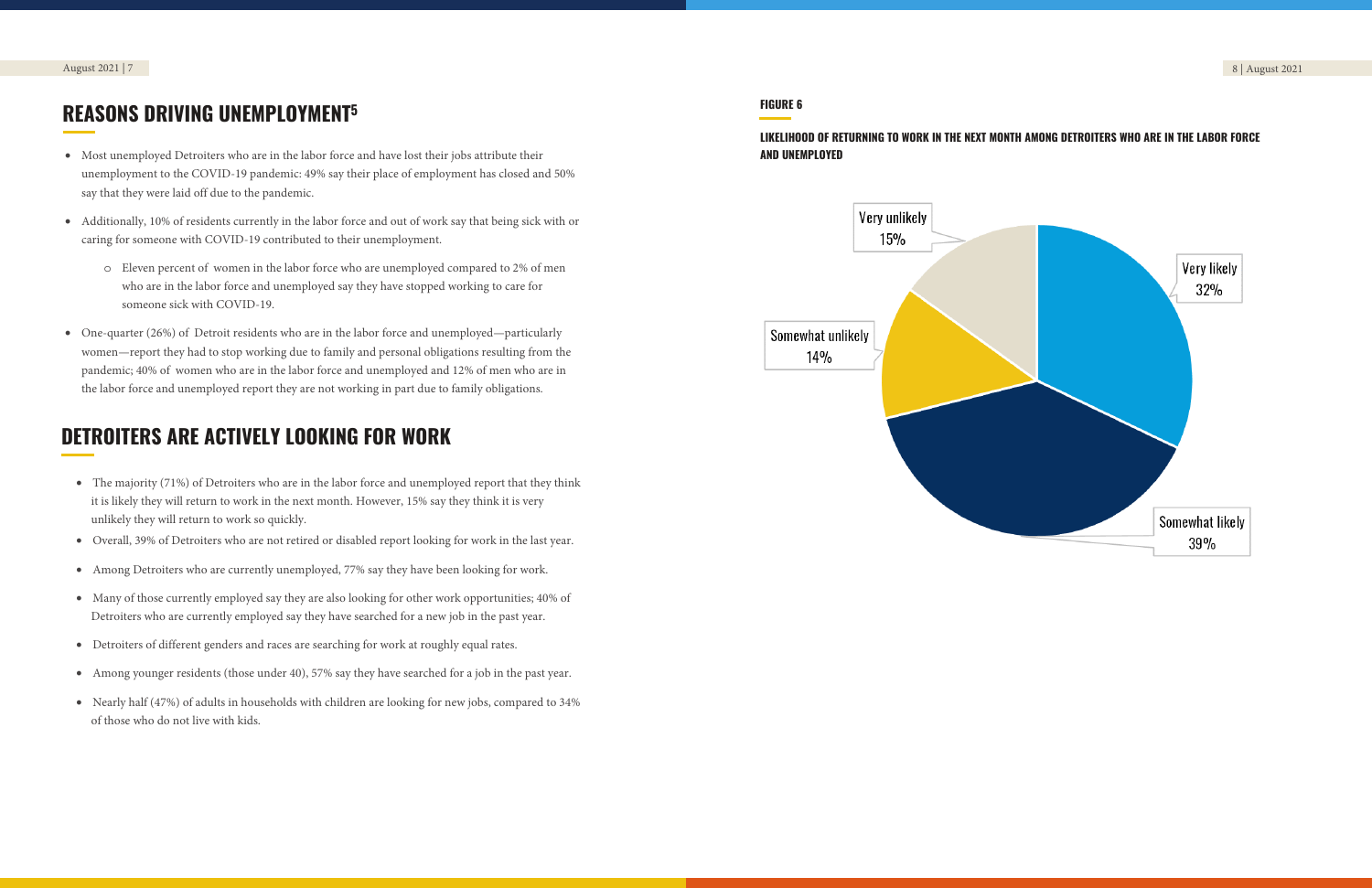## REASONS DRIVING UNEMPLOYMENT[5]

- Most unemployed Detroiters who are in the labor force and have lost their jobs attribute their unemployment to the COVID-19 pandemic: 49% say their place of employment has closed and 50% say that they were laid off due to the pandemic.
- Additionally, 10% of residents currently in the labor force and out of work say that being sick with or caring for someone with COVID-19 contributed to their unemployment.
  - Eleven percent of women in the labor force who are unemployed compared to 2% of men who are in the labor force and unemployed say they have stopped working to care for someone sick with COVID-19.
- One-quarter (26%) of Detroit residents who are in the labor force and unemployed—particularly women—report they had to stop working due to family and personal obligations resulting from the pandemic; 40% of women who are in the labor force and unemployed and 12% of men who are in the labor force and unemployed report they are not working in part due to family obligations.

## DETROITERS ARE ACTIVELY LOOKING FOR WORK

- The majority (71%) of Detroiters who are in the labor force and unemployed report that they think it is likely they will return to work in the next month. However, 15% say they think it is very unlikely they will return to work so quickly.
- Overall, 39% of Detroiters who are not retired or disabled report looking for work in the last year.
- Among Detroiters who are currently unemployed, 77% say they have been looking for work.
- Many of those currently employed say they are also looking for other work opportunities; 40% of Detroiters who are currently employed say they have searched for a new job in the past year.
- Detroiters of different genders and races are searching for work at roughly equal rates.
- Among younger residents (those under 40), 57% say they have searched for a job in the past year.
- Nearly half (47%) of adults in households with children are looking for new jobs, compared to 34% of those who do not live with kids.

**FIGURE 6**

**LIKELIHOOD OF RETURNING TO WORK IN THE NEXT MONTH AMONG DETROITERS WHO ARE IN THE LABOR FORCE AND UNEMPLOYED**

| Response | Percent |
|---|---|
| Very likely | 32% |
| Somewhat likely | 39% |
| Somewhat unlikely | 14% |
| Very unlikely | 15% |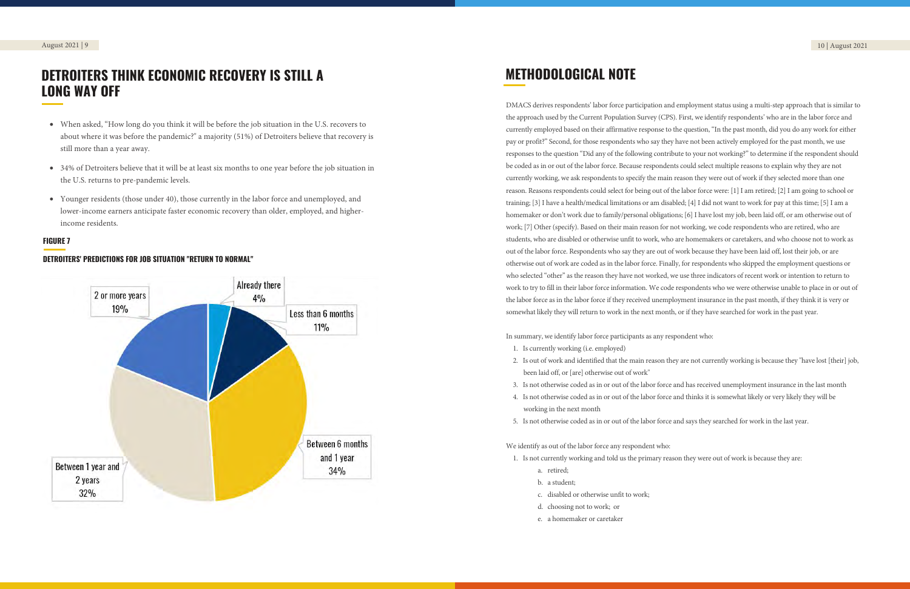## DETROITERS THINK ECONOMIC RECOVERY IS STILL A LONG WAY OFF

- When asked, "How long do you think it will be before the job situation in the U.S. recovers to about where it was before the pandemic?" a majority (51%) of Detroiters believe that recovery is still more than a year away.
- 34% of Detroiters believe that it will be at least six months to one year before the job situation in the U.S. returns to pre-pandemic levels.
- Younger residents (those under 40), those currently in the labor force and unemployed, and lower-income earners anticipate faster economic recovery than older, employed, and higher-income residents.

#### FIGURE 7

#### DETROITERS' PREDICTIONS FOR JOB SITUATION "RETURN TO NORMAL"

| Prediction | Percent |
| --- | --- |
| Already there | 4% |
| Less than 6 months | 11% |
| Between 6 months and 1 year | 34% |
| Between 1 year and 2 years | 32% |
| 2 or more years | 19% |

## METHODOLOGICAL NOTE

DMACS derives respondents' labor force participation and employment status using a multi-step approach that is similar to the approach used by the Current Population Survey (CPS). First, we identify respondents' who are in the labor force and currently employed based on their affirmative response to the question, "In the past month, did you do any work for either pay or profit?" Second, for those respondents who say they have not been actively employed for the past month, we use responses to the question "Did any of the following contribute to your not working?" to determine if the respondent should be coded as in or out of the labor force. Because respondents could select multiple reasons to explain why they are not currently working, we ask respondents to specify the main reason they were out of work if they selected more than one reason. Reasons respondents could select for being out of the labor force were: [1] I am retired; [2] I am going to school or training; [3] I have a health/medical limitations or am disabled; [4] I did not want to work for pay at this time; [5] I am a homemaker or don't work due to family/personal obligations; [6] I have lost my job, been laid off, or am otherwise out of work; [7] Other (specify). Based on their main reason for not working, we code respondents who are retired, who are students, who are disabled or otherwise unfit to work, who are homemakers or caretakers, and who choose not to work as out of the labor force. Respondents who say they are out of work because they have been laid off, lost their job, or are otherwise out of work are coded as in the labor force. Finally, for respondents who skipped the employment questions or who selected "other" as the reason they have not worked, we use three indicators of recent work or intention to return to work to try to fill in their labor force information. We code respondents who we were otherwise unable to place in or out of the labor force as in the labor force if they received unemployment insurance in the past month, if they think it is very or somewhat likely they will return to work in the next month, or if they have searched for work in the past year.

In summary, we identify labor force participants as any respondent who:

1. Is currently working (i.e. employed)
2. Is out of work and identified that the main reason they are not currently working is because they "have lost [their] job, been laid off, or [are] otherwise out of work"
3. Is not otherwise coded as in or out of the labor force and has received unemployment insurance in the last month
4. Is not otherwise coded as in or out of the labor force and thinks it is somewhat likely or very likely they will be working in the next month
5. Is not otherwise coded as in or out of the labor force and says they searched for work in the last year.

We identify as out of the labor force any respondent who:

1. Is not currently working and told us the primary reason they were out of work is because they are:
   a. retired;
   b. a student;
   c. disabled or otherwise unfit to work;
   d. choosing not to work; or
   e. a homemaker or caretaker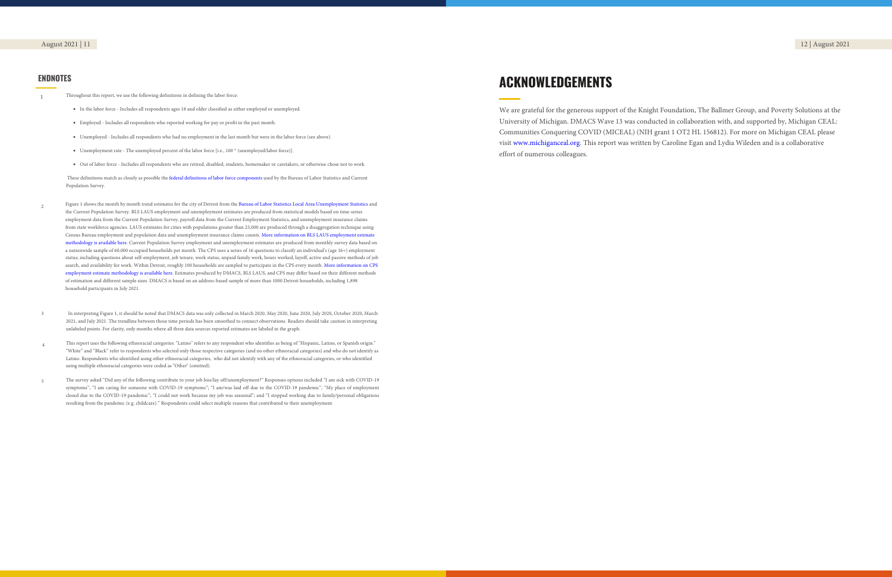## ENDNOTES

1. Throughout this report, we use the following definitions in defining the labor force:

   - In the labor force - Includes all respondents ages 18 and older classified as either employed or unemployed.
   - Employed - Includes all respondents who reported working for pay or profit in the past month.
   - Unemployed - Includes all respondents who had no employment in the last month but were in the labor force (see above).
   - Unemployment rate - The unemployed percent of the labor force [i.e., 100 * (unemployed/labor force)].
   - Out of labor force - Includes all respondents who are retired, disabled, students, homemaker or caretakers, or otherwise chose not to work.

   These definitions match as closely as possible the federal definitions of labor force components used by the Bureau of Labor Statistics and Current Population Survey.

2. Figure 1 shows the month by month trend estimates for the city of Detroit from the Bureau of Labor Statistics Local Area Unemployment Statistics and the Current Population Survey. BLS LAUS employment and unemployment estimates are produced from statistical models based on time-series employment data from the Current Population Survey, payroll data from the Current Employment Statistics, and unemployment insurance claims from state workforce agencies. LAUS estimates for cities with populations greater than 25,000 are produced through a disaggregation technique using Census Bureau employment and population data and unemployment insurance claims counts. More information on BLS LAUS employment estimate methodology is available here. Current Population Survey employment and unemployment estimates are produced from monthly survey data based on a nationwide sample of 60,000 occupied households per month. The CPS uses a series of 16 questions to classify an individual's (age 16+) employment status; including questions about self-employment, job tenure, work status, unpaid family work, hours worked, layoff, active and passive methods of job search, and availability for work. Within Detroit, roughly 100 households are sampled to participate in the CPS every month. More information on CPS employment estimate methodology is available here. Estimates produced by DMACS, BLS LAUS, and CPS may differ based on their different methods of estimation and different sample sizes. DMACS is based on an address-based sample of more than 1000 Detroit households, including 1,898 household participants in July 2021.

3. In interpreting Figure 1, it should be noted that DMACS data was only collected in March 2020, May 2020, June 2020, July 2020, October 2020, March 2021, and July 2021. The trendline between those time periods has been smoothed to connect observations. Readers should take caution in interpreting unlabeled points. For clarity, only months where all three data sources reported estimates are labeled in the graph.

4. This report uses the following ethnoracial categories: "Latino" refers to any respondent who identifies as being of "Hispanic, Latino, or Spanish origin." "White" and "Black" refer to respondents who selected only those respective categories (and no other ethnoracial categories) and who do not identify as Latino. Respondents who identified using other ethnoracial categories, who did not identify with any of the ethnoracial categories, or who identified using multiple ethnoracial categories were coded as "Other" (omitted).

5. The survey asked "Did any of the following contribute to your job loss/lay off/unemployment?" Responses options included "I am sick with COVID-19 symptoms"; "I am caring for someone with COVID-19 symptoms"; "I am/was laid off due to the COVID-19 pandemic"; "My place of employment closed due to the COVID-19 pandemic"; "I could not work because my job was seasonal"; and "I stopped working due to family/personal obligations resulting from the pandemic (e.g. childcare)." Respondents could select multiple reasons that contributed to their unemployment.

# ACKNOWLEDGEMENTS

We are grateful for the generous support of the Knight Foundation, The Ballmer Group, and Poverty Solutions at the University of Michigan. DMACS Wave 13 was conducted in collaboration with, and supported by, Michigan CEAL: Communities Conquering COVID (MICEAL) (NIH grant 1 OT2 HL 156812). For more on Michigan CEAL please visit www.michiganceal.org. This report was written by Caroline Egan and Lydia Wileden and is a collaborative effort of numerous colleagues.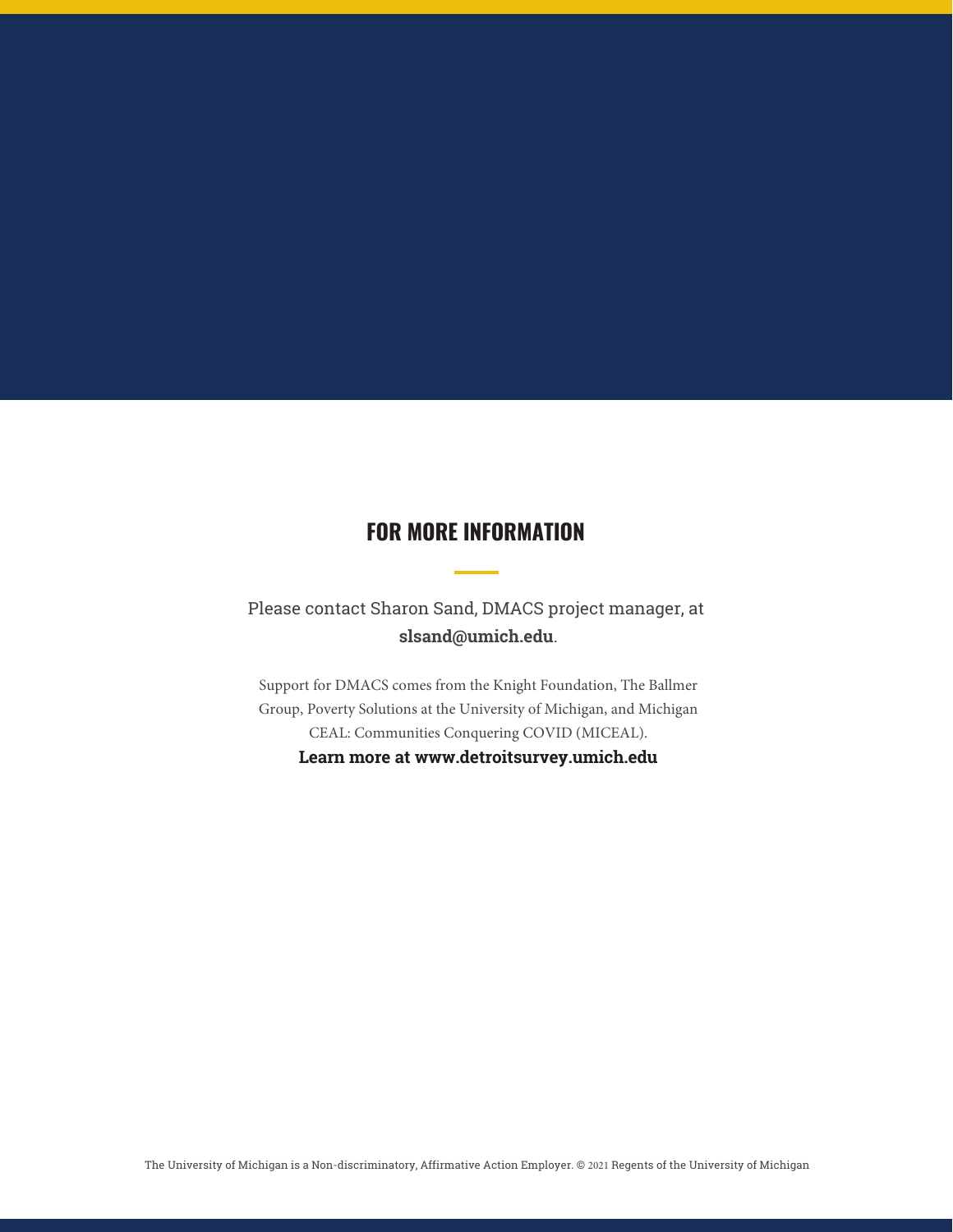## FOR MORE INFORMATION

Please contact Sharon Sand, DMACS project manager, at **slsand@umich.edu**.

Support for DMACS comes from the Knight Foundation, The Ballmer Group, Poverty Solutions at the University of Michigan, and Michigan CEAL: Communities Conquering COVID (MICEAL).

**Learn more at www.detroitsurvey.umich.edu**

The University of Michigan is a Non-discriminatory, Affirmative Action Employer. © 2021 Regents of the University of Michigan